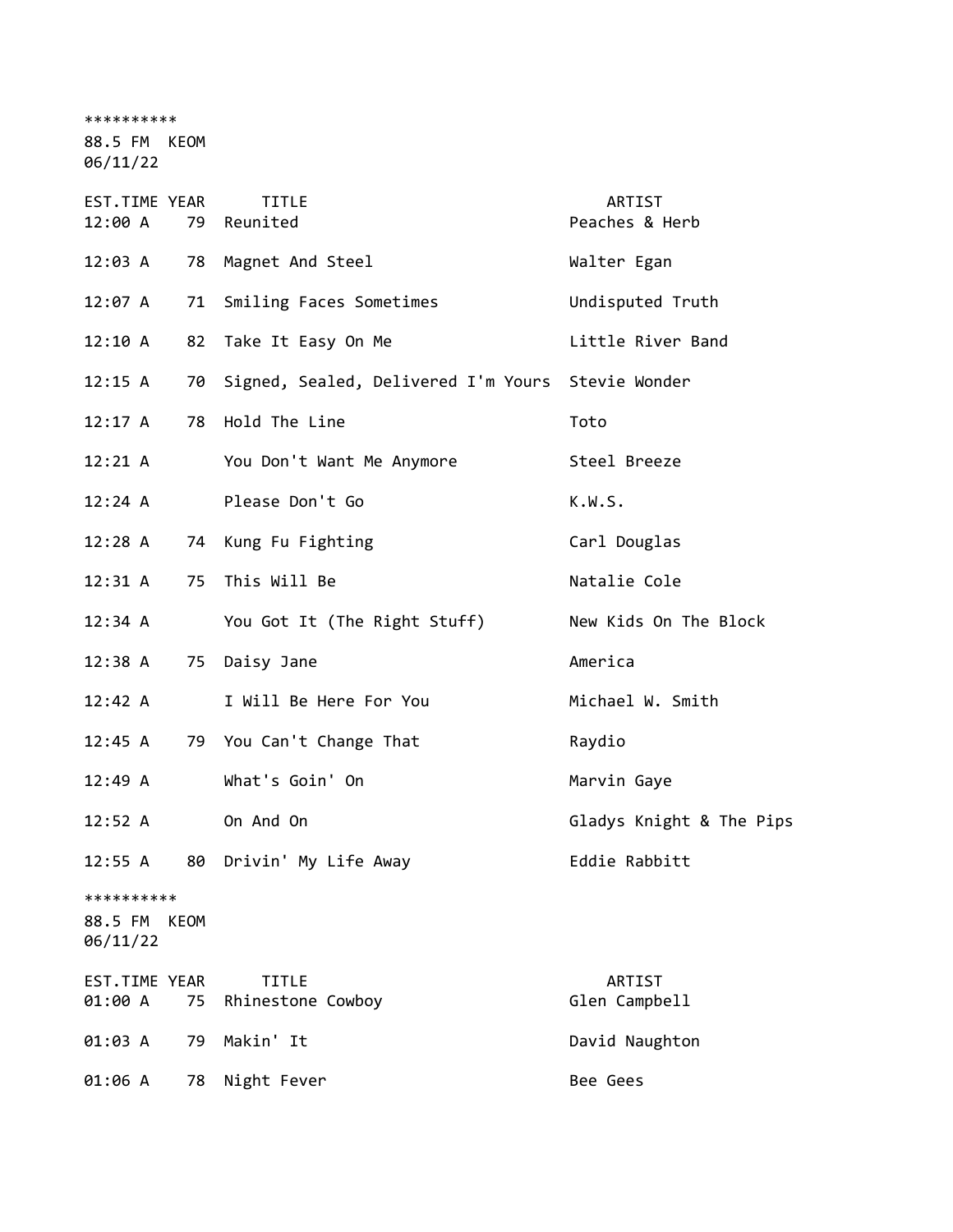**********
88.5 FM KEOM
06/11/22

| EST.TIME | YEAR | TITLE | ARTIST |
| --- | --- | --- | --- |
| 12:00 A | 79 | Reunited | Peaches & Herb |
| 12:03 A | 78 | Magnet And Steel | Walter Egan |
| 12:07 A | 71 | Smiling Faces Sometimes | Undisputed Truth |
| 12:10 A | 82 | Take It Easy On Me | Little River Band |
| 12:15 A | 70 | Signed, Sealed, Delivered I'm Yours | Stevie Wonder |
| 12:17 A | 78 | Hold The Line | Toto |
| 12:21 A | | You Don't Want Me Anymore | Steel Breeze |
| 12:24 A | | Please Don't Go | K.W.S. |
| 12:28 A | 74 | Kung Fu Fighting | Carl Douglas |
| 12:31 A | 75 | This Will Be | Natalie Cole |
| 12:34 A | | You Got It (The Right Stuff) | New Kids On The Block |
| 12:38 A | 75 | Daisy Jane | America |
| 12:42 A | | I Will Be Here For You | Michael W. Smith |
| 12:45 A | 79 | You Can't Change That | Raydio |
| 12:49 A | | What's Goin' On | Marvin Gaye |
| 12:52 A | | On And On | Gladys Knight & The Pips |
| 12:55 A | 80 | Drivin' My Life Away | Eddie Rabbitt |

**********
88.5 FM KEOM
06/11/22

| EST.TIME | YEAR | TITLE | ARTIST |
| --- | --- | --- | --- |
| 01:00 A | 75 | Rhinestone Cowboy | Glen Campbell |
| 01:03 A | 79 | Makin' It | David Naughton |
| 01:06 A | 78 | Night Fever | Bee Gees |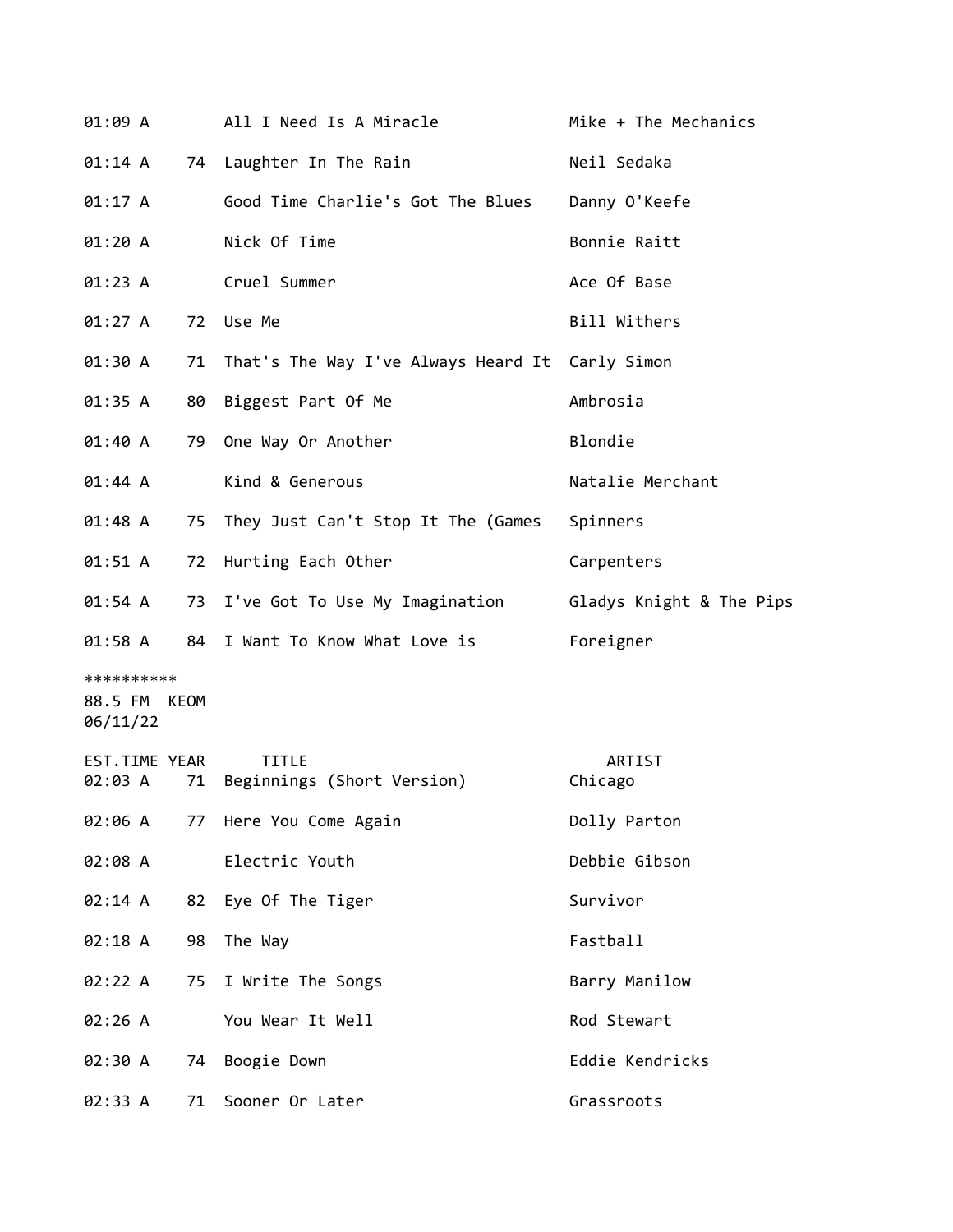| EST.TIME | YEAR | TITLE | ARTIST |
|---|---|---|---|
| 01:09 A | | All I Need Is A Miracle | Mike + The Mechanics |
| 01:14 A | 74 | Laughter In The Rain | Neil Sedaka |
| 01:17 A | | Good Time Charlie's Got The Blues | Danny O'Keefe |
| 01:20 A | | Nick Of Time | Bonnie Raitt |
| 01:23 A | | Cruel Summer | Ace Of Base |
| 01:27 A | 72 | Use Me | Bill Withers |
| 01:30 A | 71 | That's The Way I've Always Heard It | Carly Simon |
| 01:35 A | 80 | Biggest Part Of Me | Ambrosia |
| 01:40 A | 79 | One Way Or Another | Blondie |
| 01:44 A | | Kind & Generous | Natalie Merchant |
| 01:48 A | 75 | They Just Can't Stop It The (Games | Spinners |
| 01:51 A | 72 | Hurting Each Other | Carpenters |
| 01:54 A | 73 | I've Got To Use My Imagination | Gladys Knight & The Pips |
| 01:58 A | 84 | I Want To Know What Love is | Foreigner |

**********
88.5 FM KEOM
06/11/22

| EST.TIME | YEAR | TITLE | ARTIST |
|---|---|---|---|
| 02:03 A | 71 | Beginnings (Short Version) | Chicago |
| 02:06 A | 77 | Here You Come Again | Dolly Parton |
| 02:08 A | | Electric Youth | Debbie Gibson |
| 02:14 A | 82 | Eye Of The Tiger | Survivor |
| 02:18 A | 98 | The Way | Fastball |
| 02:22 A | 75 | I Write The Songs | Barry Manilow |
| 02:26 A | | You Wear It Well | Rod Stewart |
| 02:30 A | 74 | Boogie Down | Eddie Kendricks |
| 02:33 A | 71 | Sooner Or Later | Grassroots |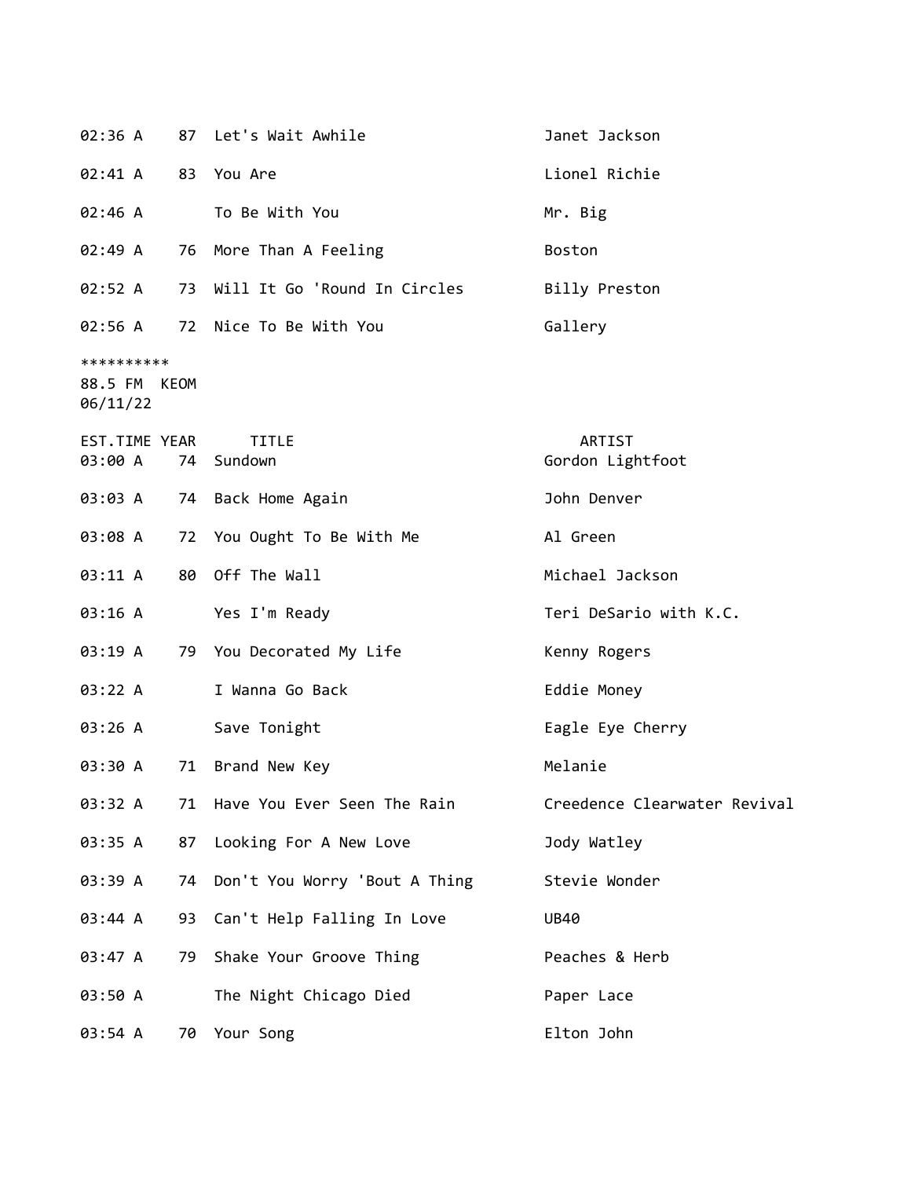| EST.TIME | YEAR | TITLE | ARTIST |
|---|---|---|---|
| 02:36 A | 87 | Let's Wait Awhile | Janet Jackson |
| 02:41 A | 83 | You Are | Lionel Richie |
| 02:46 A | | To Be With You | Mr. Big |
| 02:49 A | 76 | More Than A Feeling | Boston |
| 02:52 A | 73 | Will It Go 'Round In Circles | Billy Preston |
| 02:56 A | 72 | Nice To Be With You | Gallery |

**********
88.5 FM KEOM
06/11/22

| EST.TIME | YEAR | TITLE | ARTIST |
|---|---|---|---|
| 03:00 A | 74 | Sundown | Gordon Lightfoot |
| 03:03 A | 74 | Back Home Again | John Denver |
| 03:08 A | 72 | You Ought To Be With Me | Al Green |
| 03:11 A | 80 | Off The Wall | Michael Jackson |
| 03:16 A | | Yes I'm Ready | Teri DeSario with K.C. |
| 03:19 A | 79 | You Decorated My Life | Kenny Rogers |
| 03:22 A | | I Wanna Go Back | Eddie Money |
| 03:26 A | | Save Tonight | Eagle Eye Cherry |
| 03:30 A | 71 | Brand New Key | Melanie |
| 03:32 A | 71 | Have You Ever Seen The Rain | Creedence Clearwater Revival |
| 03:35 A | 87 | Looking For A New Love | Jody Watley |
| 03:39 A | 74 | Don't You Worry 'Bout A Thing | Stevie Wonder |
| 03:44 A | 93 | Can't Help Falling In Love | UB40 |
| 03:47 A | 79 | Shake Your Groove Thing | Peaches & Herb |
| 03:50 A | | The Night Chicago Died | Paper Lace |
| 03:54 A | 70 | Your Song | Elton John |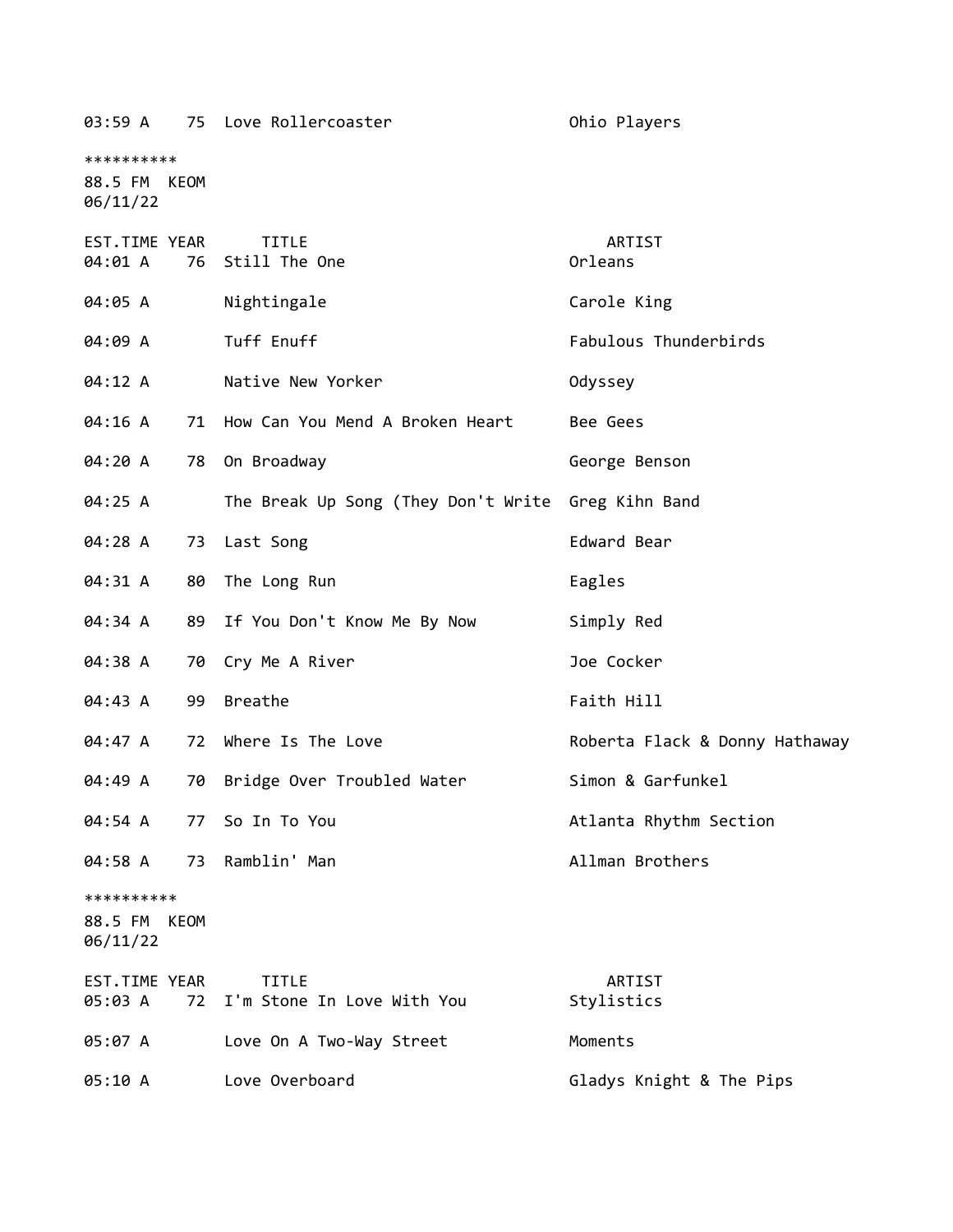| EST.TIME | YEAR | TITLE | ARTIST |
|---|---|---|---|
| 03:59 A | 75 | Love Rollercoaster | Ohio Players |

**********
88.5 FM KEOM
06/11/22

| EST.TIME | YEAR | TITLE | ARTIST |
|---|---|---|---|
| 04:01 A | 76 | Still The One | Orleans |
| 04:05 A | | Nightingale | Carole King |
| 04:09 A | | Tuff Enuff | Fabulous Thunderbirds |
| 04:12 A | | Native New Yorker | Odyssey |
| 04:16 A | 71 | How Can You Mend A Broken Heart | Bee Gees |
| 04:20 A | 78 | On Broadway | George Benson |
| 04:25 A | | The Break Up Song (They Don't Write | Greg Kihn Band |
| 04:28 A | 73 | Last Song | Edward Bear |
| 04:31 A | 80 | The Long Run | Eagles |
| 04:34 A | 89 | If You Don't Know Me By Now | Simply Red |
| 04:38 A | 70 | Cry Me A River | Joe Cocker |
| 04:43 A | 99 | Breathe | Faith Hill |
| 04:47 A | 72 | Where Is The Love | Roberta Flack & Donny Hathaway |
| 04:49 A | 70 | Bridge Over Troubled Water | Simon & Garfunkel |
| 04:54 A | 77 | So In To You | Atlanta Rhythm Section |
| 04:58 A | 73 | Ramblin' Man | Allman Brothers |

**********
88.5 FM KEOM
06/11/22

| EST.TIME | YEAR | TITLE | ARTIST |
|---|---|---|---|
| 05:03 A | 72 | I'm Stone In Love With You | Stylistics |
| 05:07 A | | Love On A Two-Way Street | Moments |
| 05:10 A | | Love Overboard | Gladys Knight & The Pips |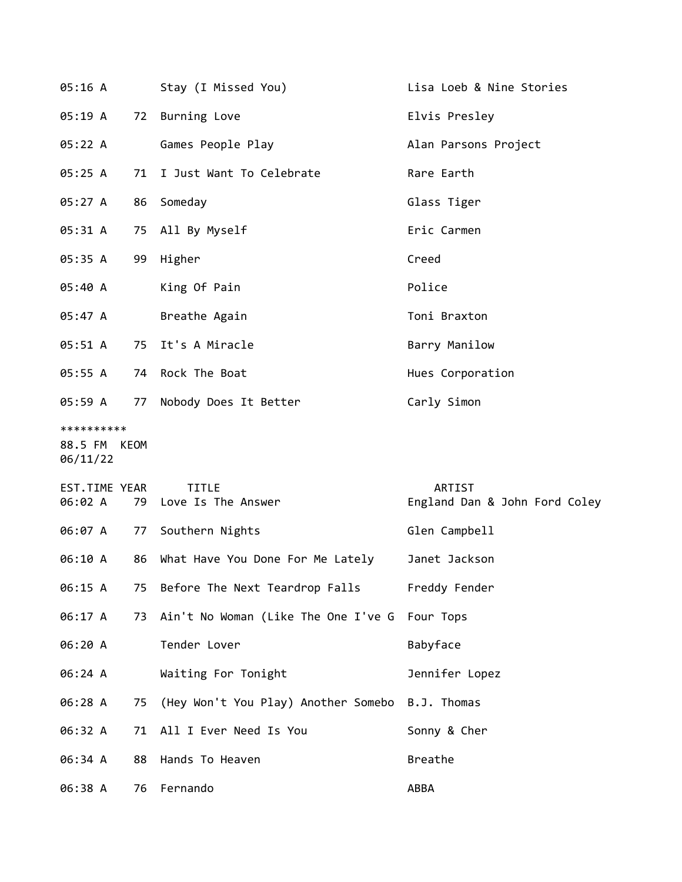| | | | |
|---|---|---|---|
| 05:16 A | | Stay (I Missed You) | Lisa Loeb & Nine Stories |
| 05:19 A | 72 | Burning Love | Elvis Presley |
| 05:22 A | | Games People Play | Alan Parsons Project |
| 05:25 A | 71 | I Just Want To Celebrate | Rare Earth |
| 05:27 A | 86 | Someday | Glass Tiger |
| 05:31 A | 75 | All By Myself | Eric Carmen |
| 05:35 A | 99 | Higher | Creed |
| 05:40 A | | King Of Pain | Police |
| 05:47 A | | Breathe Again | Toni Braxton |
| 05:51 A | 75 | It's A Miracle | Barry Manilow |
| 05:55 A | 74 | Rock The Boat | Hues Corporation |
| 05:59 A | 77 | Nobody Does It Better | Carly Simon |

**********
88.5 FM KEOM
06/11/22

| EST.TIME | YEAR | TITLE | ARTIST |
|---|---|---|---|
| 06:02 A | 79 | Love Is The Answer | England Dan & John Ford Coley |
| 06:07 A | 77 | Southern Nights | Glen Campbell |
| 06:10 A | 86 | What Have You Done For Me Lately | Janet Jackson |
| 06:15 A | 75 | Before The Next Teardrop Falls | Freddy Fender |
| 06:17 A | 73 | Ain't No Woman (Like The One I've G | Four Tops |
| 06:20 A | | Tender Lover | Babyface |
| 06:24 A | | Waiting For Tonight | Jennifer Lopez |
| 06:28 A | 75 | (Hey Won't You Play) Another Somebo | B.J. Thomas |
| 06:32 A | 71 | All I Ever Need Is You | Sonny & Cher |
| 06:34 A | 88 | Hands To Heaven | Breathe |
| 06:38 A | 76 | Fernando | ABBA |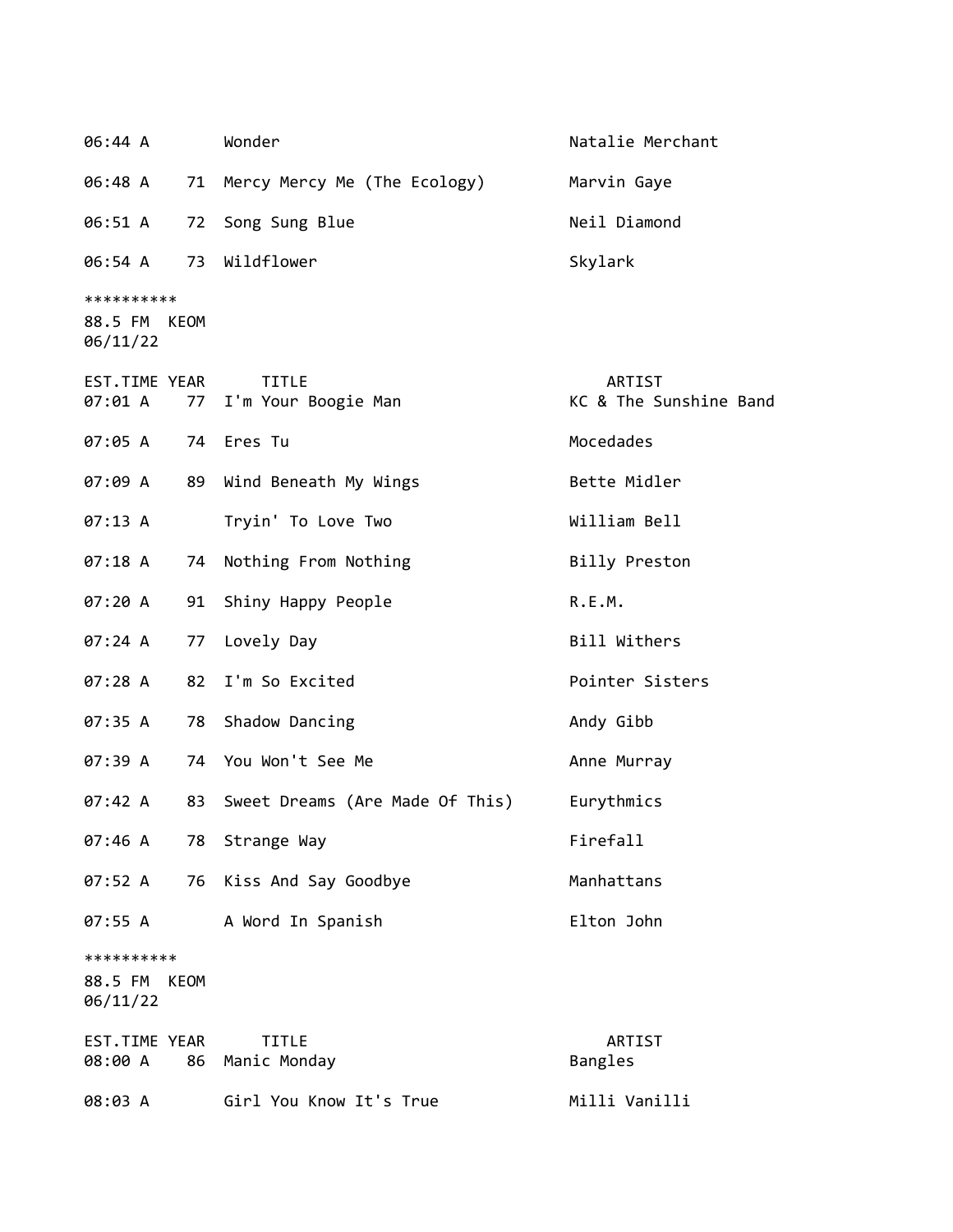| EST.TIME | YEAR | TITLE | ARTIST |
|---|---|---|---|
| 06:44 A | | Wonder | Natalie Merchant |
| 06:48 A | 71 | Mercy Mercy Me (The Ecology) | Marvin Gaye |
| 06:51 A | 72 | Song Sung Blue | Neil Diamond |
| 06:54 A | 73 | Wildflower | Skylark |

**********
88.5 FM KEOM
06/11/22

| EST.TIME | YEAR | TITLE | ARTIST |
|---|---|---|---|
| 07:01 A | 77 | I'm Your Boogie Man | KC & The Sunshine Band |
| 07:05 A | 74 | Eres Tu | Mocedades |
| 07:09 A | 89 | Wind Beneath My Wings | Bette Midler |
| 07:13 A | | Tryin' To Love Two | William Bell |
| 07:18 A | 74 | Nothing From Nothing | Billy Preston |
| 07:20 A | 91 | Shiny Happy People | R.E.M. |
| 07:24 A | 77 | Lovely Day | Bill Withers |
| 07:28 A | 82 | I'm So Excited | Pointer Sisters |
| 07:35 A | 78 | Shadow Dancing | Andy Gibb |
| 07:39 A | 74 | You Won't See Me | Anne Murray |
| 07:42 A | 83 | Sweet Dreams (Are Made Of This) | Eurythmics |
| 07:46 A | 78 | Strange Way | Firefall |
| 07:52 A | 76 | Kiss And Say Goodbye | Manhattans |
| 07:55 A | | A Word In Spanish | Elton John |

**********
88.5 FM KEOM
06/11/22

| EST.TIME | YEAR | TITLE | ARTIST |
|---|---|---|---|
| 08:00 A | 86 | Manic Monday | Bangles |
| 08:03 A | | Girl You Know It's True | Milli Vanilli |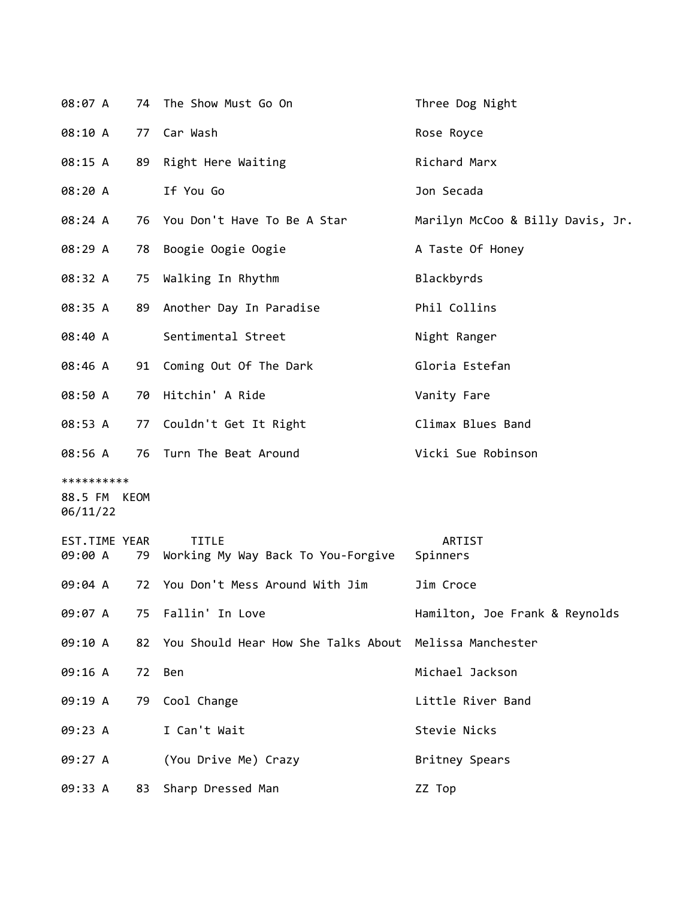| EST.TIME | YEAR | TITLE | ARTIST |
|---|---|---|---|
| 08:07 A | 74 | The Show Must Go On | Three Dog Night |
| 08:10 A | 77 | Car Wash | Rose Royce |
| 08:15 A | 89 | Right Here Waiting | Richard Marx |
| 08:20 A | | If You Go | Jon Secada |
| 08:24 A | 76 | You Don't Have To Be A Star | Marilyn McCoo & Billy Davis, Jr. |
| 08:29 A | 78 | Boogie Oogie Oogie | A Taste Of Honey |
| 08:32 A | 75 | Walking In Rhythm | Blackbyrds |
| 08:35 A | 89 | Another Day In Paradise | Phil Collins |
| 08:40 A | | Sentimental Street | Night Ranger |
| 08:46 A | 91 | Coming Out Of The Dark | Gloria Estefan |
| 08:50 A | 70 | Hitchin' A Ride | Vanity Fare |
| 08:53 A | 77 | Couldn't Get It Right | Climax Blues Band |
| 08:56 A | 76 | Turn The Beat Around | Vicki Sue Robinson |

**********
88.5 FM KEOM
06/11/22

| EST.TIME | YEAR | TITLE | ARTIST |
|---|---|---|---|
| 09:00 A | 79 | Working My Way Back To You-Forgive | Spinners |
| 09:04 A | 72 | You Don't Mess Around With Jim | Jim Croce |
| 09:07 A | 75 | Fallin' In Love | Hamilton, Joe Frank & Reynolds |
| 09:10 A | 82 | You Should Hear How She Talks About | Melissa Manchester |
| 09:16 A | 72 | Ben | Michael Jackson |
| 09:19 A | 79 | Cool Change | Little River Band |
| 09:23 A | | I Can't Wait | Stevie Nicks |
| 09:27 A | | (You Drive Me) Crazy | Britney Spears |
| 09:33 A | 83 | Sharp Dressed Man | ZZ Top |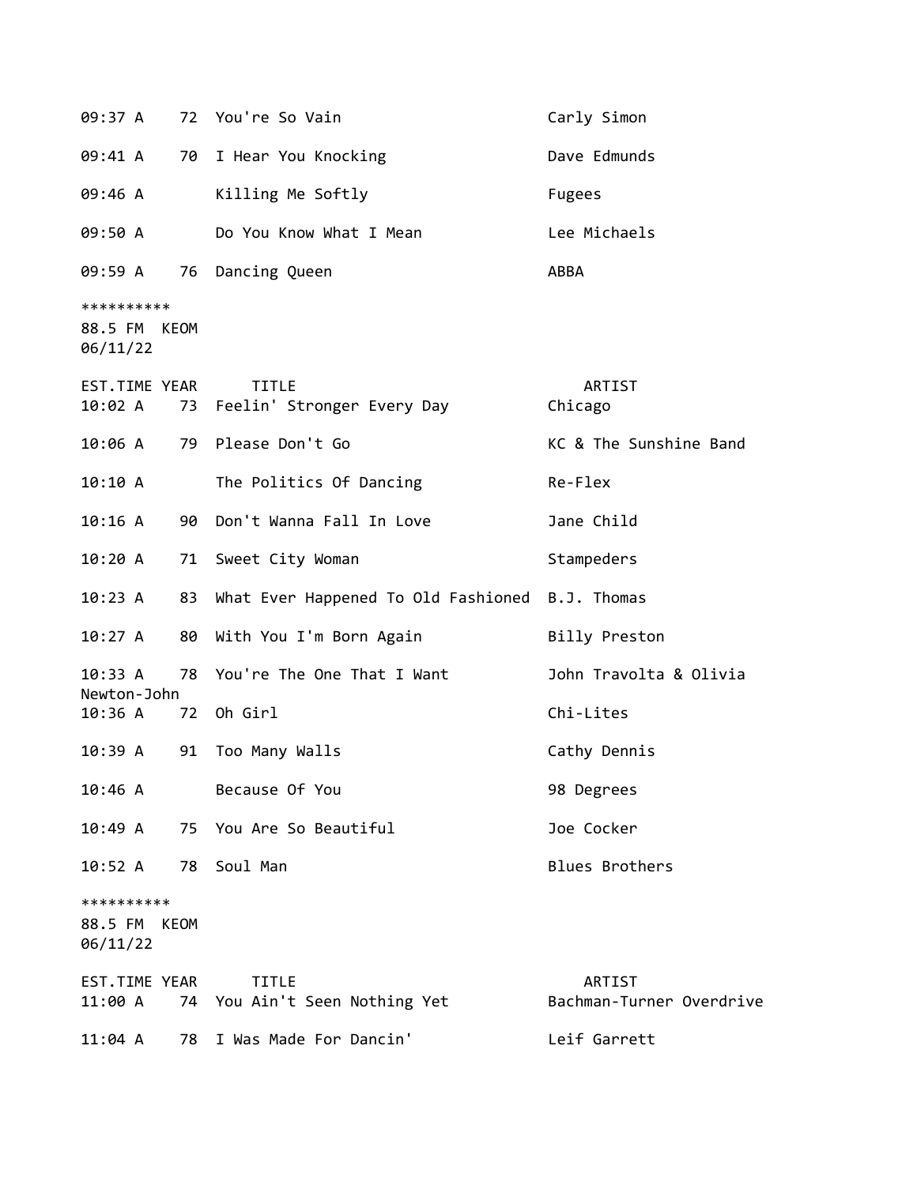| EST.TIME | YEAR | TITLE | ARTIST |
|---|---|---|---|
| 09:37 A | 72 | You're So Vain | Carly Simon |
| 09:41 A | 70 | I Hear You Knocking | Dave Edmunds |
| 09:46 A | | Killing Me Softly | Fugees |
| 09:50 A | | Do You Know What I Mean | Lee Michaels |
| 09:59 A | 76 | Dancing Queen | ABBA |

**********
88.5 FM KEOM
06/11/22

| EST.TIME | YEAR | TITLE | ARTIST |
|---|---|---|---|
| 10:02 A | 73 | Feelin' Stronger Every Day | Chicago |
| 10:06 A | 79 | Please Don't Go | KC & The Sunshine Band |
| 10:10 A | | The Politics Of Dancing | Re-Flex |
| 10:16 A | 90 | Don't Wanna Fall In Love | Jane Child |
| 10:20 A | 71 | Sweet City Woman | Stampeders |
| 10:23 A | 83 | What Ever Happened To Old Fashioned | B.J. Thomas |
| 10:27 A | 80 | With You I'm Born Again | Billy Preston |
| 10:33 A | 78 | You're The One That I Want | John Travolta & Olivia Newton-John |
| 10:36 A | 72 | Oh Girl | Chi-Lites |
| 10:39 A | 91 | Too Many Walls | Cathy Dennis |
| 10:46 A | | Because Of You | 98 Degrees |
| 10:49 A | 75 | You Are So Beautiful | Joe Cocker |
| 10:52 A | 78 | Soul Man | Blues Brothers |

**********
88.5 FM KEOM
06/11/22

| EST.TIME | YEAR | TITLE | ARTIST |
|---|---|---|---|
| 11:00 A | 74 | You Ain't Seen Nothing Yet | Bachman-Turner Overdrive |
| 11:04 A | 78 | I Was Made For Dancin' | Leif Garrett |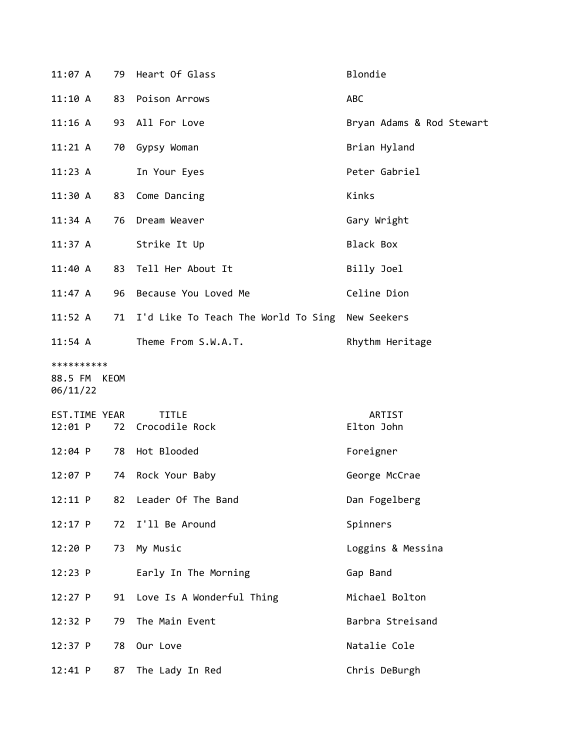| | | | |
|---|---|---|---|
| 11:07 A | 79 | Heart Of Glass | Blondie |
| 11:10 A | 83 | Poison Arrows | ABC |
| 11:16 A | 93 | All For Love | Bryan Adams & Rod Stewart |
| 11:21 A | 70 | Gypsy Woman | Brian Hyland |
| 11:23 A | | In Your Eyes | Peter Gabriel |
| 11:30 A | 83 | Come Dancing | Kinks |
| 11:34 A | 76 | Dream Weaver | Gary Wright |
| 11:37 A | | Strike It Up | Black Box |
| 11:40 A | 83 | Tell Her About It | Billy Joel |
| 11:47 A | 96 | Because You Loved Me | Celine Dion |
| 11:52 A | 71 | I'd Like To Teach The World To Sing | New Seekers |
| 11:54 A | | Theme From S.W.A.T. | Rhythm Heritage |

**********
88.5 FM KEOM
06/11/22

| EST.TIME | YEAR | TITLE | ARTIST |
|---|---|---|---|
| 12:01 P | 72 | Crocodile Rock | Elton John |
| 12:04 P | 78 | Hot Blooded | Foreigner |
| 12:07 P | 74 | Rock Your Baby | George McCrae |
| 12:11 P | 82 | Leader Of The Band | Dan Fogelberg |
| 12:17 P | 72 | I'll Be Around | Spinners |
| 12:20 P | 73 | My Music | Loggins & Messina |
| 12:23 P | | Early In The Morning | Gap Band |
| 12:27 P | 91 | Love Is A Wonderful Thing | Michael Bolton |
| 12:32 P | 79 | The Main Event | Barbra Streisand |
| 12:37 P | 78 | Our Love | Natalie Cole |
| 12:41 P | 87 | The Lady In Red | Chris DeBurgh |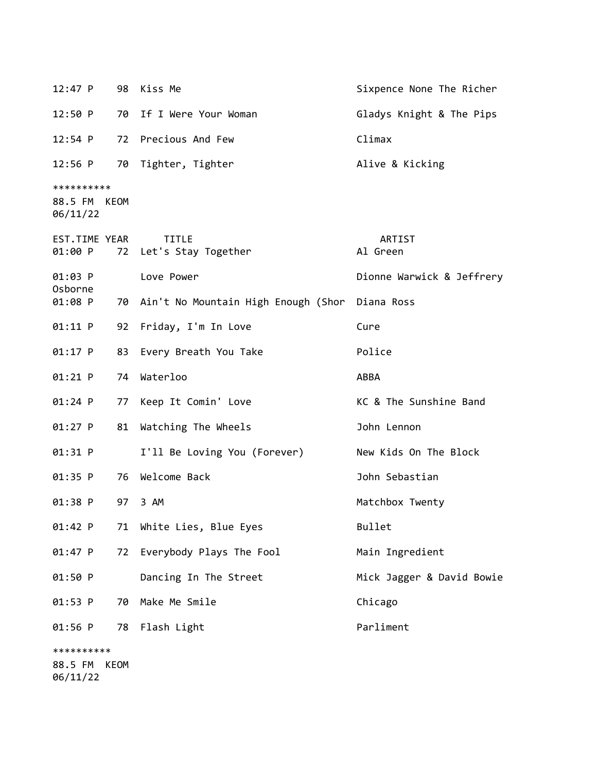| EST.TIME | YEAR | TITLE | ARTIST |
|---|---|---|---|
| 12:47 P | 98 | Kiss Me | Sixpence None The Richer |
| 12:50 P | 70 | If I Were Your Woman | Gladys Knight & The Pips |
| 12:54 P | 72 | Precious And Few | Climax |
| 12:56 P | 70 | Tighter, Tighter | Alive & Kicking |

**********
88.5 FM KEOM
06/11/22

| EST.TIME | YEAR | TITLE | ARTIST |
|---|---|---|---|
| 01:00 P | 72 | Let's Stay Together | Al Green |
| 01:03 P | | Love Power | Dionne Warwick & Jeffrery Osborne |
| 01:08 P | 70 | Ain't No Mountain High Enough (Shor | Diana Ross |
| 01:11 P | 92 | Friday, I'm In Love | Cure |
| 01:17 P | 83 | Every Breath You Take | Police |
| 01:21 P | 74 | Waterloo | ABBA |
| 01:24 P | 77 | Keep It Comin' Love | KC & The Sunshine Band |
| 01:27 P | 81 | Watching The Wheels | John Lennon |
| 01:31 P | | I'll Be Loving You (Forever) | New Kids On The Block |
| 01:35 P | 76 | Welcome Back | John Sebastian |
| 01:38 P | 97 | 3 AM | Matchbox Twenty |
| 01:42 P | 71 | White Lies, Blue Eyes | Bullet |
| 01:47 P | 72 | Everybody Plays The Fool | Main Ingredient |
| 01:50 P | | Dancing In The Street | Mick Jagger & David Bowie |
| 01:53 P | 70 | Make Me Smile | Chicago |
| 01:56 P | 78 | Flash Light | Parliment |

**********
88.5 FM KEOM
06/11/22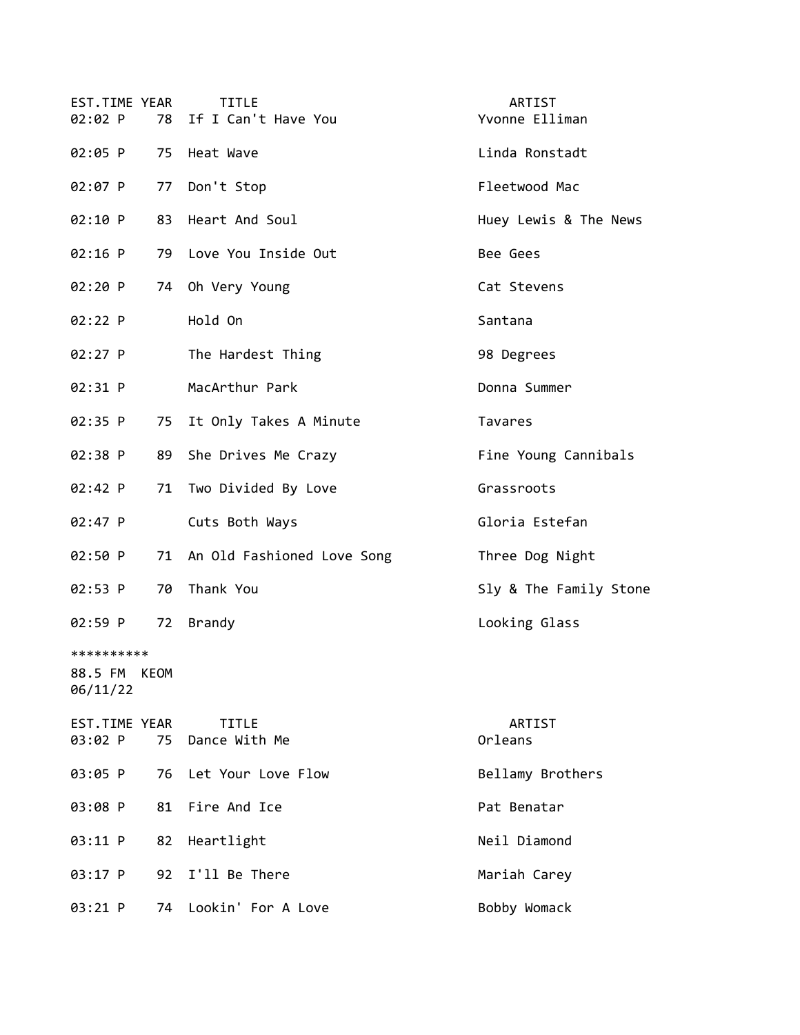| EST.TIME | YEAR | TITLE | ARTIST |
|---|---|---|---|
| 02:02 P | 78 | If I Can't Have You | Yvonne Elliman |
| 02:05 P | 75 | Heat Wave | Linda Ronstadt |
| 02:07 P | 77 | Don't Stop | Fleetwood Mac |
| 02:10 P | 83 | Heart And Soul | Huey Lewis & The News |
| 02:16 P | 79 | Love You Inside Out | Bee Gees |
| 02:20 P | 74 | Oh Very Young | Cat Stevens |
| 02:22 P | | Hold On | Santana |
| 02:27 P | | The Hardest Thing | 98 Degrees |
| 02:31 P | | MacArthur Park | Donna Summer |
| 02:35 P | 75 | It Only Takes A Minute | Tavares |
| 02:38 P | 89 | She Drives Me Crazy | Fine Young Cannibals |
| 02:42 P | 71 | Two Divided By Love | Grassroots |
| 02:47 P | | Cuts Both Ways | Gloria Estefan |
| 02:50 P | 71 | An Old Fashioned Love Song | Three Dog Night |
| 02:53 P | 70 | Thank You | Sly & The Family Stone |
| 02:59 P | 72 | Brandy | Looking Glass |

**********

88.5 FM KEOM
06/11/22

| EST.TIME | YEAR | TITLE | ARTIST |
|---|---|---|---|
| 03:02 P | 75 | Dance With Me | Orleans |
| 03:05 P | 76 | Let Your Love Flow | Bellamy Brothers |
| 03:08 P | 81 | Fire And Ice | Pat Benatar |
| 03:11 P | 82 | Heartlight | Neil Diamond |
| 03:17 P | 92 | I'll Be There | Mariah Carey |
| 03:21 P | 74 | Lookin' For A Love | Bobby Womack |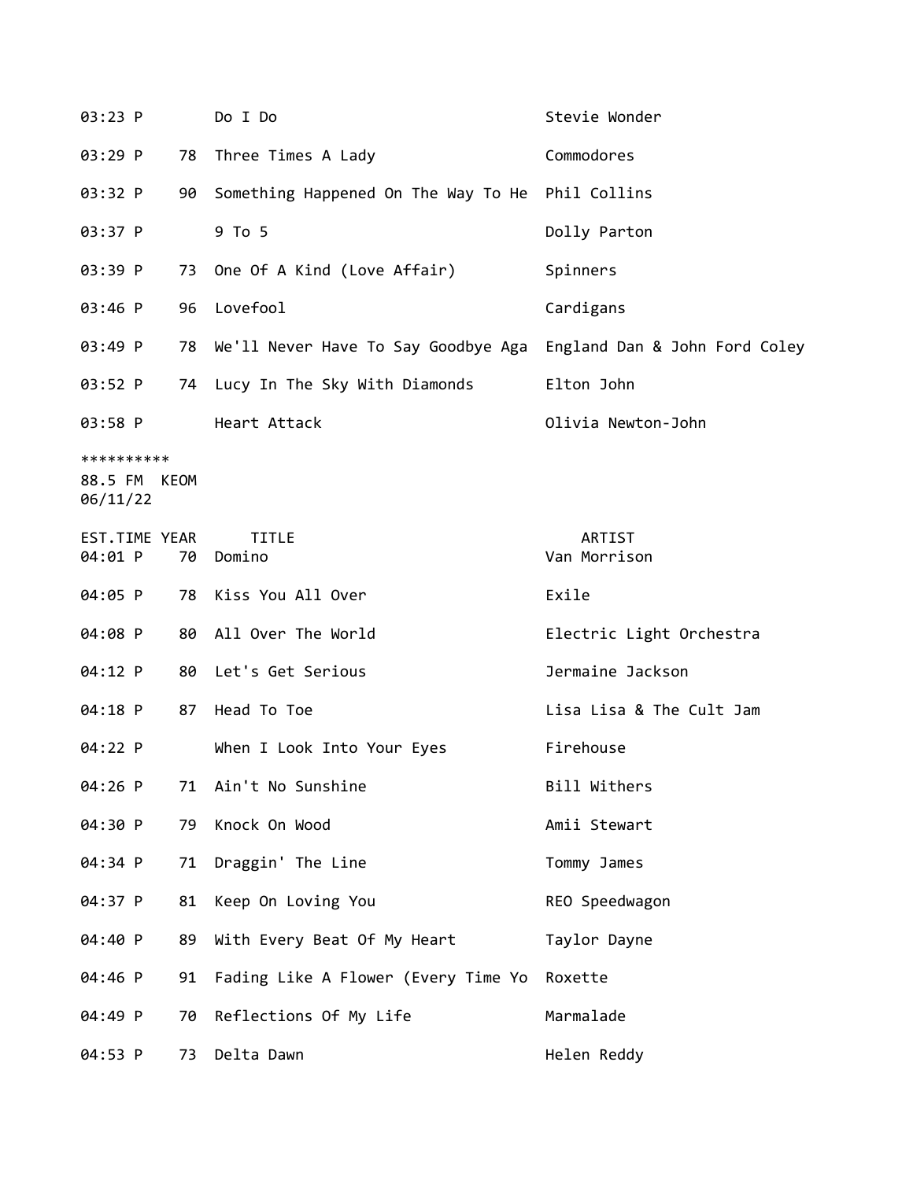| EST.TIME | YEAR | TITLE | ARTIST |
|---|---|---|---|
| 03:23 P | | Do I Do | Stevie Wonder |
| 03:29 P | 78 | Three Times A Lady | Commodores |
| 03:32 P | 90 | Something Happened On The Way To He | Phil Collins |
| 03:37 P | | 9 To 5 | Dolly Parton |
| 03:39 P | 73 | One Of A Kind (Love Affair) | Spinners |
| 03:46 P | 96 | Lovefool | Cardigans |
| 03:49 P | 78 | We'll Never Have To Say Goodbye Aga | England Dan & John Ford Coley |
| 03:52 P | 74 | Lucy In The Sky With Diamonds | Elton John |
| 03:58 P | | Heart Attack | Olivia Newton-John |

**********
88.5 FM KEOM
06/11/22

| EST.TIME | YEAR | TITLE | ARTIST |
|---|---|---|---|
| 04:01 P | 70 | Domino | Van Morrison |
| 04:05 P | 78 | Kiss You All Over | Exile |
| 04:08 P | 80 | All Over The World | Electric Light Orchestra |
| 04:12 P | 80 | Let's Get Serious | Jermaine Jackson |
| 04:18 P | 87 | Head To Toe | Lisa Lisa & The Cult Jam |
| 04:22 P | | When I Look Into Your Eyes | Firehouse |
| 04:26 P | 71 | Ain't No Sunshine | Bill Withers |
| 04:30 P | 79 | Knock On Wood | Amii Stewart |
| 04:34 P | 71 | Draggin' The Line | Tommy James |
| 04:37 P | 81 | Keep On Loving You | REO Speedwagon |
| 04:40 P | 89 | With Every Beat Of My Heart | Taylor Dayne |
| 04:46 P | 91 | Fading Like A Flower (Every Time Yo | Roxette |
| 04:49 P | 70 | Reflections Of My Life | Marmalade |
| 04:53 P | 73 | Delta Dawn | Helen Reddy |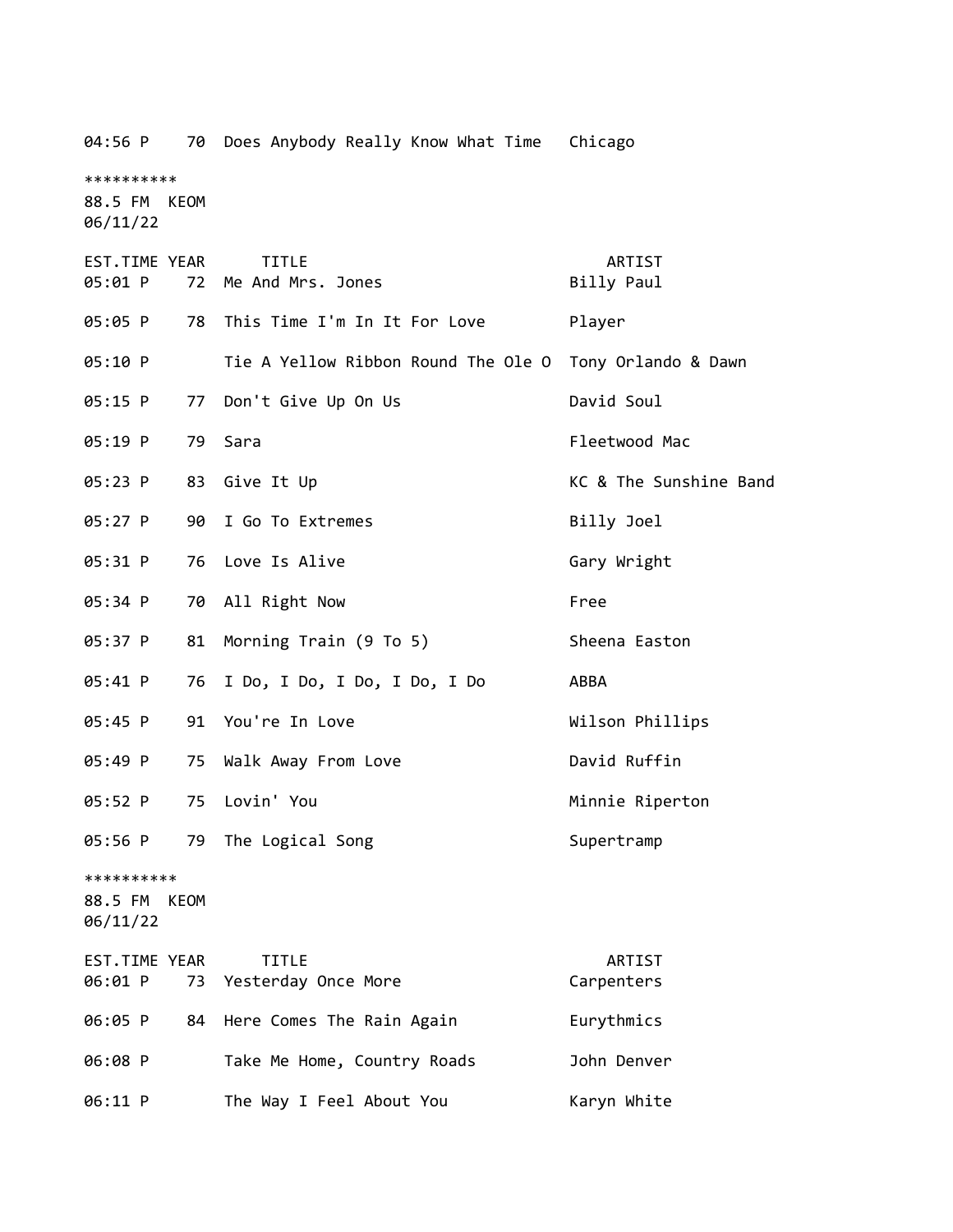| | | | |
|---|---|---|---|
| 04:56 P | 70 | Does Anybody Really Know What Time | Chicago |

**********
88.5 FM  KEOM
06/11/22

| EST.TIME | YEAR | TITLE | ARTIST |
|---|---|---|---|
| 05:01 P | 72 | Me And Mrs. Jones | Billy Paul |
| 05:05 P | 78 | This Time I'm In It For Love | Player |
| 05:10 P | | Tie A Yellow Ribbon Round The Ole O | Tony Orlando & Dawn |
| 05:15 P | 77 | Don't Give Up On Us | David Soul |
| 05:19 P | 79 | Sara | Fleetwood Mac |
| 05:23 P | 83 | Give It Up | KC & The Sunshine Band |
| 05:27 P | 90 | I Go To Extremes | Billy Joel |
| 05:31 P | 76 | Love Is Alive | Gary Wright |
| 05:34 P | 70 | All Right Now | Free |
| 05:37 P | 81 | Morning Train (9 To 5) | Sheena Easton |
| 05:41 P | 76 | I Do, I Do, I Do, I Do, I Do | ABBA |
| 05:45 P | 91 | You're In Love | Wilson Phillips |
| 05:49 P | 75 | Walk Away From Love | David Ruffin |
| 05:52 P | 75 | Lovin' You | Minnie Riperton |
| 05:56 P | 79 | The Logical Song | Supertramp |

**********
88.5 FM  KEOM
06/11/22

| EST.TIME | YEAR | TITLE | ARTIST |
|---|---|---|---|
| 06:01 P | 73 | Yesterday Once More | Carpenters |
| 06:05 P | 84 | Here Comes The Rain Again | Eurythmics |
| 06:08 P | | Take Me Home, Country Roads | John Denver |
| 06:11 P | | The Way I Feel About You | Karyn White |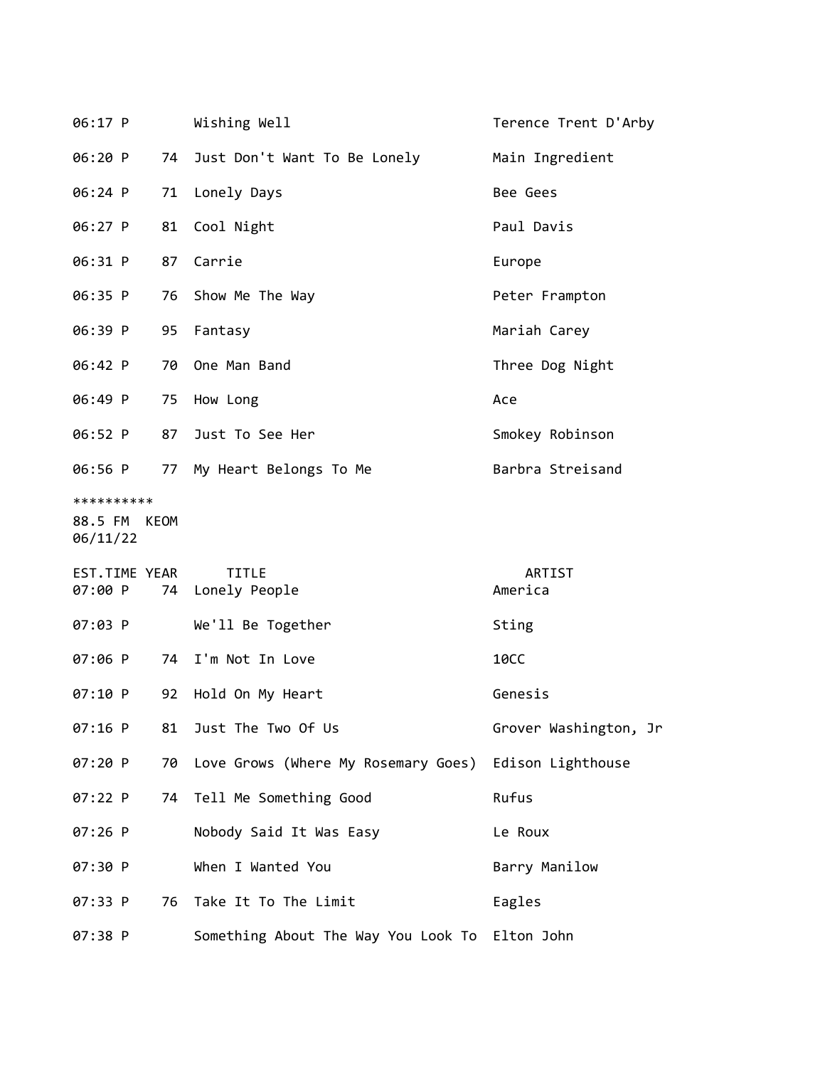| EST.TIME | YEAR | TITLE | ARTIST |
| --- | --- | --- | --- |
| 06:17 P | | Wishing Well | Terence Trent D'Arby |
| 06:20 P | 74 | Just Don't Want To Be Lonely | Main Ingredient |
| 06:24 P | 71 | Lonely Days | Bee Gees |
| 06:27 P | 81 | Cool Night | Paul Davis |
| 06:31 P | 87 | Carrie | Europe |
| 06:35 P | 76 | Show Me The Way | Peter Frampton |
| 06:39 P | 95 | Fantasy | Mariah Carey |
| 06:42 P | 70 | One Man Band | Three Dog Night |
| 06:49 P | 75 | How Long | Ace |
| 06:52 P | 87 | Just To See Her | Smokey Robinson |
| 06:56 P | 77 | My Heart Belongs To Me | Barbra Streisand |

**********
88.5 FM KEOM
06/11/22

| EST.TIME | YEAR | TITLE | ARTIST |
| --- | --- | --- | --- |
| 07:00 P | 74 | Lonely People | America |
| 07:03 P | | We'll Be Together | Sting |
| 07:06 P | 74 | I'm Not In Love | 10CC |
| 07:10 P | 92 | Hold On My Heart | Genesis |
| 07:16 P | 81 | Just The Two Of Us | Grover Washington, Jr |
| 07:20 P | 70 | Love Grows (Where My Rosemary Goes) | Edison Lighthouse |
| 07:22 P | 74 | Tell Me Something Good | Rufus |
| 07:26 P | | Nobody Said It Was Easy | Le Roux |
| 07:30 P | | When I Wanted You | Barry Manilow |
| 07:33 P | 76 | Take It To The Limit | Eagles |
| 07:38 P | | Something About The Way You Look To | Elton John |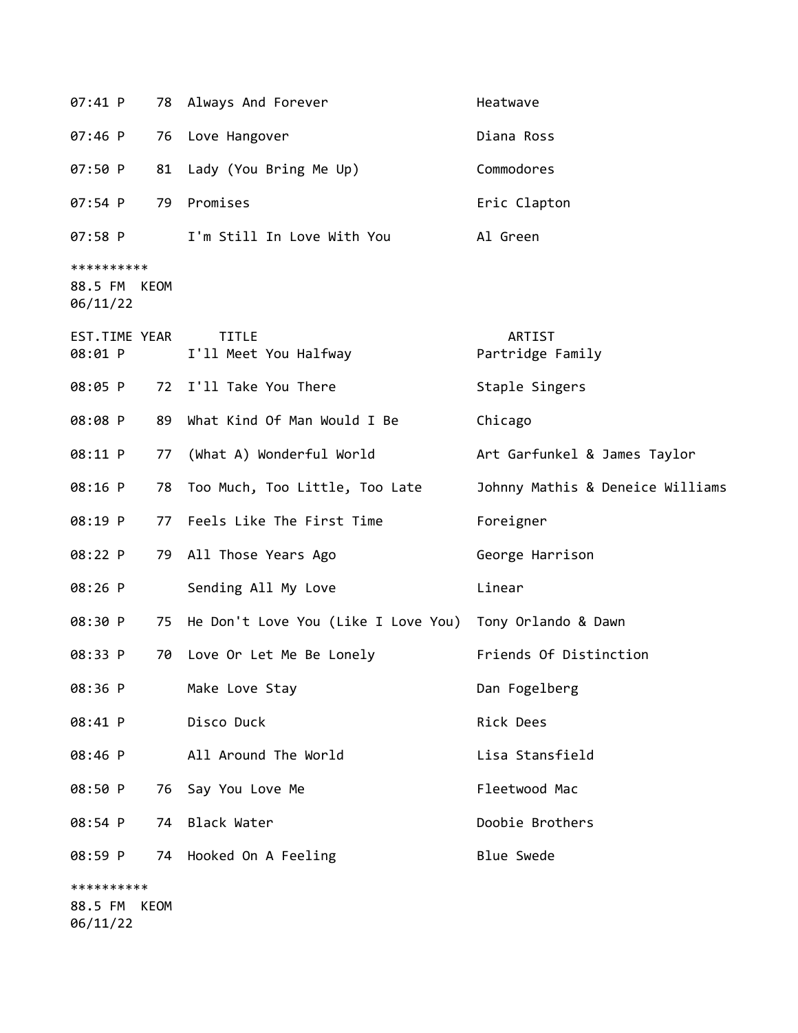| | | | |
|---|---|---|---|
| 07:41 P | 78 | Always And Forever | Heatwave |
| 07:46 P | 76 | Love Hangover | Diana Ross |
| 07:50 P | 81 | Lady (You Bring Me Up) | Commodores |
| 07:54 P | 79 | Promises | Eric Clapton |
| 07:58 P | | I'm Still In Love With You | Al Green |

**********
88.5 FM KEOM
06/11/22

| EST.TIME | YEAR | TITLE | ARTIST |
|---|---|---|---|
| 08:01 P | | I'll Meet You Halfway | Partridge Family |
| 08:05 P | 72 | I'll Take You There | Staple Singers |
| 08:08 P | 89 | What Kind Of Man Would I Be | Chicago |
| 08:11 P | 77 | (What A) Wonderful World | Art Garfunkel & James Taylor |
| 08:16 P | 78 | Too Much, Too Little, Too Late | Johnny Mathis & Deneice Williams |
| 08:19 P | 77 | Feels Like The First Time | Foreigner |
| 08:22 P | 79 | All Those Years Ago | George Harrison |
| 08:26 P | | Sending All My Love | Linear |
| 08:30 P | 75 | He Don't Love You (Like I Love You) | Tony Orlando & Dawn |
| 08:33 P | 70 | Love Or Let Me Be Lonely | Friends Of Distinction |
| 08:36 P | | Make Love Stay | Dan Fogelberg |
| 08:41 P | | Disco Duck | Rick Dees |
| 08:46 P | | All Around The World | Lisa Stansfield |
| 08:50 P | 76 | Say You Love Me | Fleetwood Mac |
| 08:54 P | 74 | Black Water | Doobie Brothers |
| 08:59 P | 74 | Hooked On A Feeling | Blue Swede |

**********
88.5 FM KEOM
06/11/22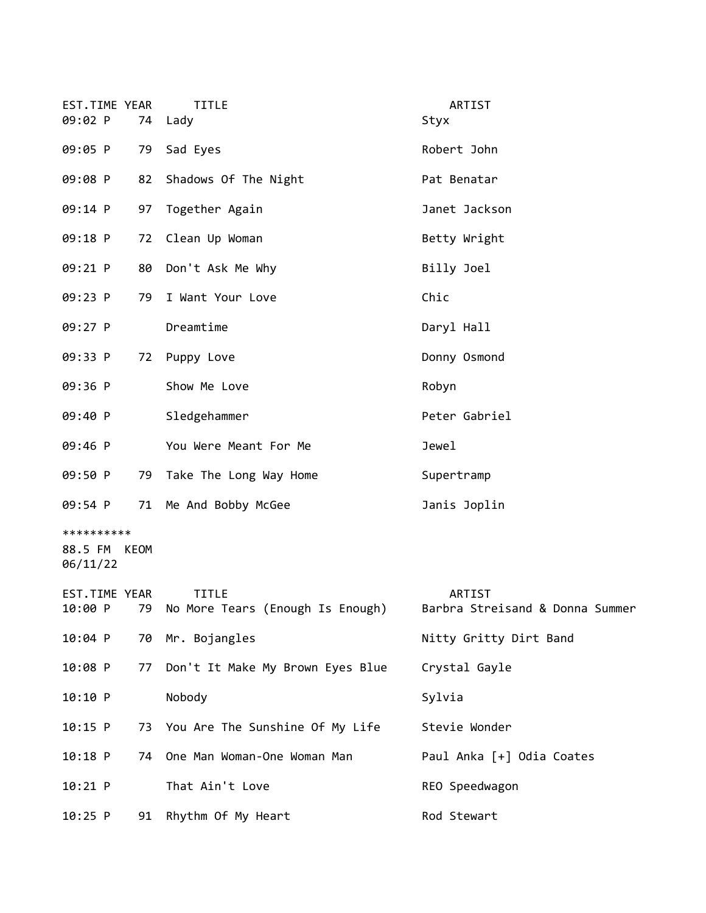| EST.TIME | YEAR | TITLE | ARTIST |
|---|---|---|---|
| 09:02 P | 74 | Lady | Styx |
| 09:05 P | 79 | Sad Eyes | Robert John |
| 09:08 P | 82 | Shadows Of The Night | Pat Benatar |
| 09:14 P | 97 | Together Again | Janet Jackson |
| 09:18 P | 72 | Clean Up Woman | Betty Wright |
| 09:21 P | 80 | Don't Ask Me Why | Billy Joel |
| 09:23 P | 79 | I Want Your Love | Chic |
| 09:27 P | | Dreamtime | Daryl Hall |
| 09:33 P | 72 | Puppy Love | Donny Osmond |
| 09:36 P | | Show Me Love | Robyn |
| 09:40 P | | Sledgehammer | Peter Gabriel |
| 09:46 P | | You Were Meant For Me | Jewel |
| 09:50 P | 79 | Take The Long Way Home | Supertramp |
| 09:54 P | 71 | Me And Bobby McGee | Janis Joplin |

**********
88.5 FM KEOM
06/11/22

| EST.TIME | YEAR | TITLE | ARTIST |
|---|---|---|---|
| 10:00 P | 79 | No More Tears (Enough Is Enough) | Barbra Streisand & Donna Summer |
| 10:04 P | 70 | Mr. Bojangles | Nitty Gritty Dirt Band |
| 10:08 P | 77 | Don't It Make My Brown Eyes Blue | Crystal Gayle |
| 10:10 P | | Nobody | Sylvia |
| 10:15 P | 73 | You Are The Sunshine Of My Life | Stevie Wonder |
| 10:18 P | 74 | One Man Woman-One Woman Man | Paul Anka [+] Odia Coates |
| 10:21 P | | That Ain't Love | REO Speedwagon |
| 10:25 P | 91 | Rhythm Of My Heart | Rod Stewart |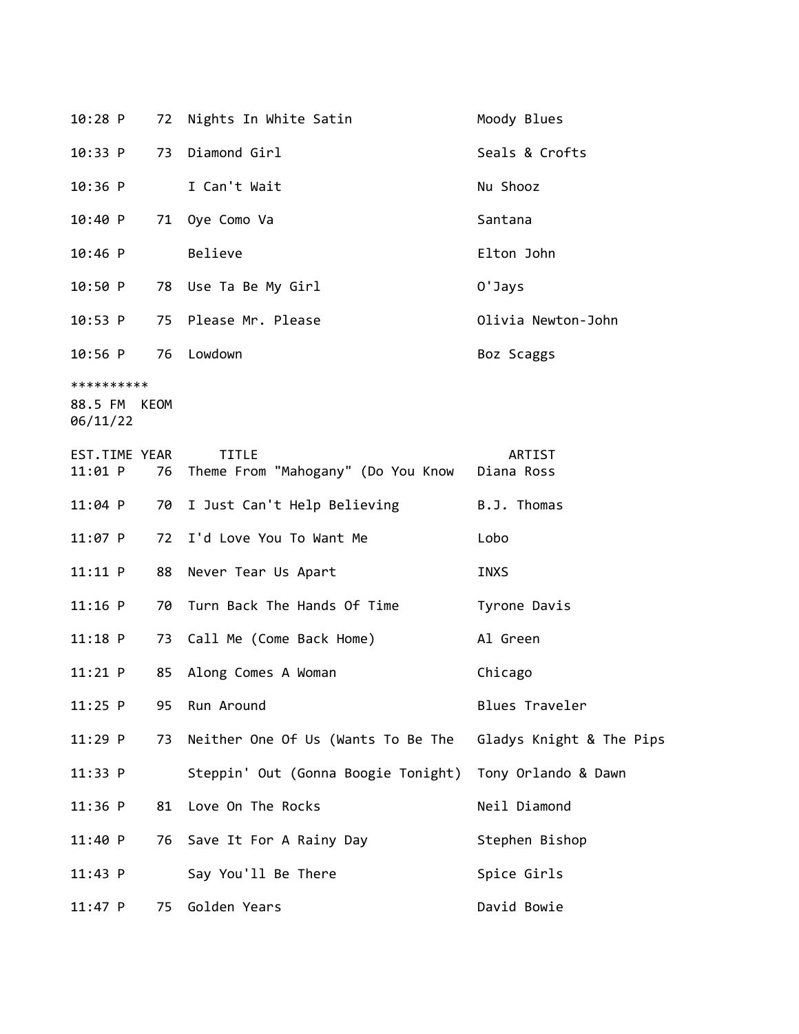| | | | |
|---|---|---|---|
| 10:28 P | 72 | Nights In White Satin | Moody Blues |
| 10:33 P | 73 | Diamond Girl | Seals & Crofts |
| 10:36 P | | I Can't Wait | Nu Shooz |
| 10:40 P | 71 | Oye Como Va | Santana |
| 10:46 P | | Believe | Elton John |
| 10:50 P | 78 | Use Ta Be My Girl | O'Jays |
| 10:53 P | 75 | Please Mr. Please | Olivia Newton-John |
| 10:56 P | 76 | Lowdown | Boz Scaggs |

**********
88.5 FM KEOM
06/11/22

| EST.TIME | YEAR | TITLE | ARTIST |
|---|---|---|---|
| 11:01 P | 76 | Theme From "Mahogany" (Do You Know | Diana Ross |
| 11:04 P | 70 | I Just Can't Help Believing | B.J. Thomas |
| 11:07 P | 72 | I'd Love You To Want Me | Lobo |
| 11:11 P | 88 | Never Tear Us Apart | INXS |
| 11:16 P | 70 | Turn Back The Hands Of Time | Tyrone Davis |
| 11:18 P | 73 | Call Me (Come Back Home) | Al Green |
| 11:21 P | 85 | Along Comes A Woman | Chicago |
| 11:25 P | 95 | Run Around | Blues Traveler |
| 11:29 P | 73 | Neither One Of Us (Wants To Be The | Gladys Knight & The Pips |
| 11:33 P | | Steppin' Out (Gonna Boogie Tonight) | Tony Orlando & Dawn |
| 11:36 P | 81 | Love On The Rocks | Neil Diamond |
| 11:40 P | 76 | Save It For A Rainy Day | Stephen Bishop |
| 11:43 P | | Say You'll Be There | Spice Girls |
| 11:47 P | 75 | Golden Years | David Bowie |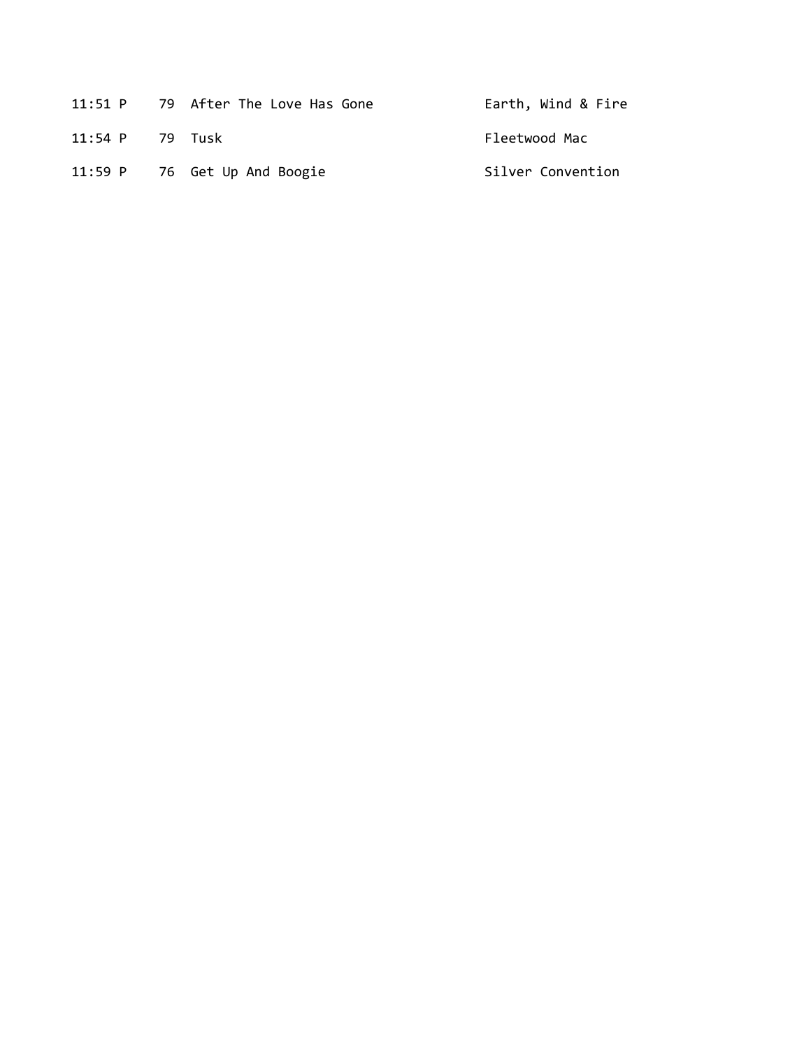| | | | |
|---|---|---|---|
| 11:51 P | 79 | After The Love Has Gone | Earth, Wind & Fire |
| 11:54 P | 79 | Tusk | Fleetwood Mac |
| 11:59 P | 76 | Get Up And Boogie | Silver Convention |